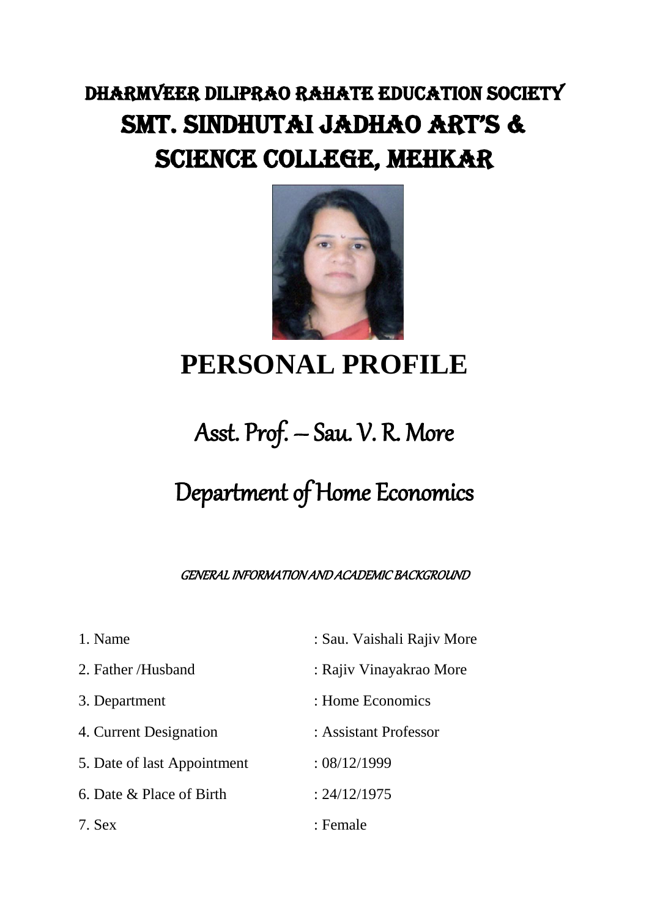# DHARMVEER DILIPRAO RAHATE EDUCATION SOCIETY

# SMT. SINDHUTAI JADHAO ART'S & SCIENCE COLLEGE, MEHKAR

# PERSONAL PROFILE

## Asst. Prof. – Sau. V. R. More

## Department of Home Economics

*GENERAL INFORMATION AND ACADEMIC BACKGROUND*

| | |
|---|---|
| 1. Name | : Sau. Vaishali Rajiv More |
| 2. Father /Husband | : Rajiv Vinayakrao More |
| 3. Department | : Home Economics |
| 4. Current Designation | : Assistant Professor |
| 5. Date of last Appointment | : 08/12/1999 |
| 6. Date & Place of Birth | : 24/12/1975 |
| 7. Sex | : Female |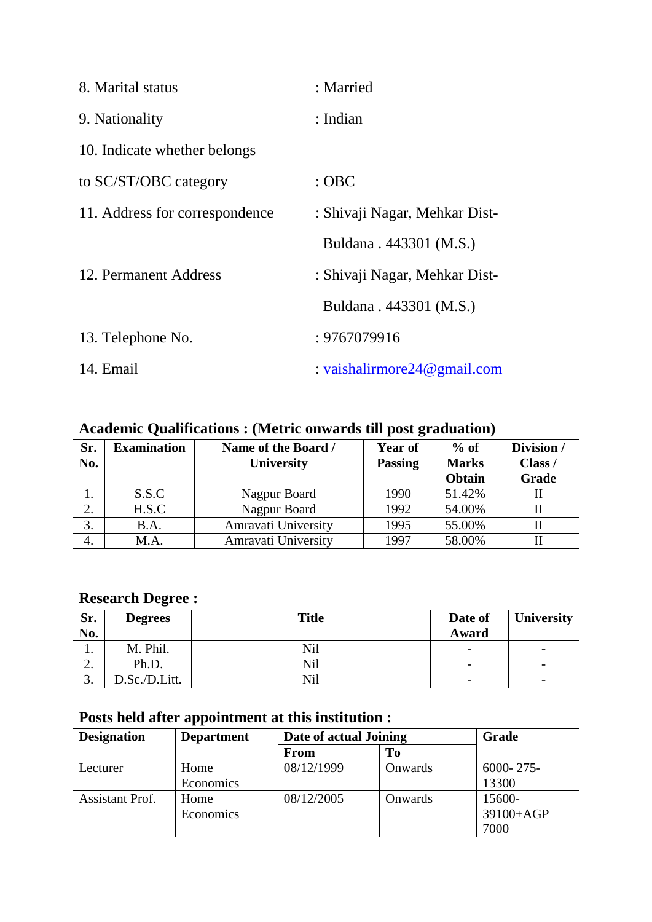8. Marital status : Married

9. Nationality : Indian

10. Indicate whether belongs to SC/ST/OBC category : OBC

11. Address for correspondence : Shivaji Nagar, Mehkar Dist- Buldana . 443301 (M.S.)

12. Permanent Address : Shivaji Nagar, Mehkar Dist- Buldana . 443301 (M.S.)

13. Telephone No. : 9767079916

14. Email : vaishalirmore24@gmail.com

## Academic Qualifications : (Metric onwards till post graduation)

| Sr. No. | Examination | Name of the Board / University | Year of Passing | % of Marks Obtain | Division / Class / Grade |
|---|---|---|---|---|---|
| 1. | S.S.C | Nagpur Board | 1990 | 51.42% | II |
| 2. | H.S.C | Nagpur Board | 1992 | 54.00% | II |
| 3. | B.A. | Amravati University | 1995 | 55.00% | II |
| 4. | M.A. | Amravati University | 1997 | 58.00% | II |

## Research Degree :

| Sr. No. | Degrees | Title | Date of Award | University |
|---|---|---|---|---|
| 1. | M. Phil. | Nil | - | - |
| 2. | Ph.D. | Nil | - | - |
| 3. | D.Sc./D.Litt. | Nil | - | - |

## Posts held after appointment at this institution :

| Designation | Department | Date of actual Joining | | Grade |
|---|---|---|---|---|
| | | From | To | |
| Lecturer | Home Economics | 08/12/1999 | Onwards | 6000- 275- 13300 |
| Assistant Prof. | Home Economics | 08/12/2005 | Onwards | 15600- 39100+AGP 7000 |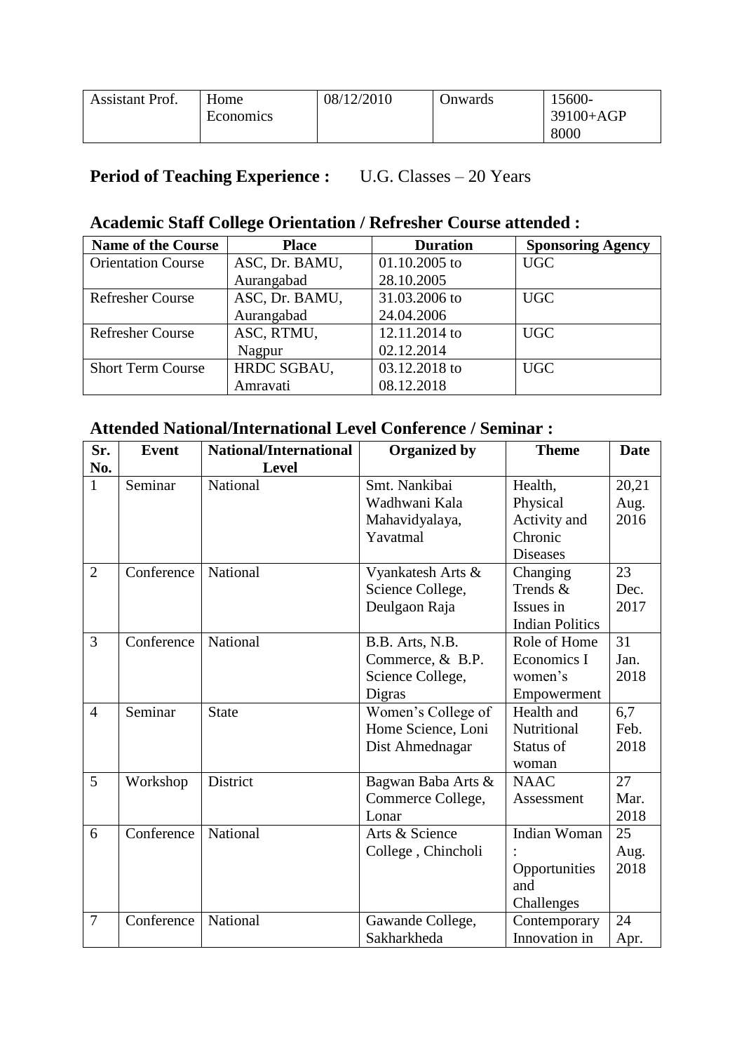| Assistant Prof. | Home Economics | 08/12/2010 | Onwards | 15600-39100+AGP 8000 |
|---|---|---|---|---|

**Period of Teaching Experience :** U.G. Classes – 20 Years

## Academic Staff College Orientation / Refresher Course attended :

| Name of the Course | Place | Duration | Sponsoring Agency |
|---|---|---|---|
| Orientation Course | ASC, Dr. BAMU, Aurangabad | 01.10.2005 to 28.10.2005 | UGC |
| Refresher Course | ASC, Dr. BAMU, Aurangabad | 31.03.2006 to 24.04.2006 | UGC |
| Refresher Course | ASC, RTMU, Nagpur | 12.11.2014 to 02.12.2014 | UGC |
| Short Term Course | HRDC SGBAU, Amravati | 03.12.2018 to 08.12.2018 | UGC |

## Attended National/International Level Conference / Seminar :

| Sr. No. | Event | National/International Level | Organized by | Theme | Date |
|---|---|---|---|---|---|
| 1 | Seminar | National | Smt. Nankibai Wadhwani Kala Mahavidyalaya, Yavatmal | Health, Physical Activity and Chronic Diseases | 20,21 Aug. 2016 |
| 2 | Conference | National | Vyankatesh Arts & Science College, Deulgaon Raja | Changing Trends & Issues in Indian Politics | 23 Dec. 2017 |
| 3 | Conference | National | B.B. Arts, N.B. Commerce, & B.P. Science College, Digras | Role of Home Economics I women's Empowerment | 31 Jan. 2018 |
| 4 | Seminar | State | Women's College of Home Science, Loni Dist Ahmednagar | Health and Nutritional Status of woman | 6,7 Feb. 2018 |
| 5 | Workshop | District | Bagwan Baba Arts & Commerce College, Lonar | NAAC Assessment | 27 Mar. 2018 |
| 6 | Conference | National | Arts & Science College , Chincholi | Indian Woman : Opportunities and Challenges | 25 Aug. 2018 |
| 7 | Conference | National | Gawande College, Sakharkheda | Contemporary Innovation in | 24 Apr. |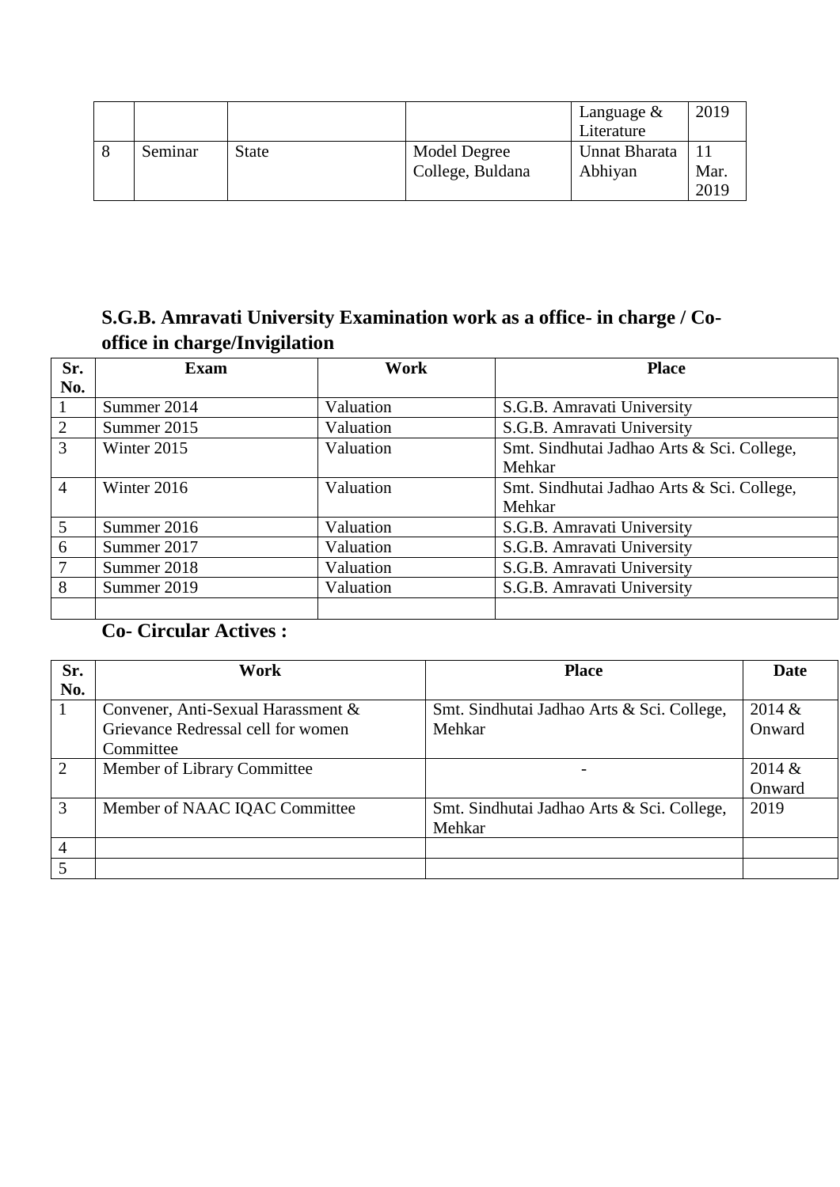| | | | | | |
|---|---|---|---|---|---|
| | | | | Language & Literature | 2019 |
| 8 | Seminar | State | Model Degree College, Buldana | Unnat Bharata Abhiyan | 11 Mar. 2019 |

**S.G.B. Amravati University Examination work as a office- in charge / Co-office in charge/Invigilation**

| Sr. No. | Exam | Work | Place |
|---|---|---|---|
| 1 | Summer 2014 | Valuation | S.G.B. Amravati University |
| 2 | Summer 2015 | Valuation | S.G.B. Amravati University |
| 3 | Winter 2015 | Valuation | Smt. Sindhutai Jadhao Arts & Sci. College, Mehkar |
| 4 | Winter 2016 | Valuation | Smt. Sindhutai Jadhao Arts & Sci. College, Mehkar |
| 5 | Summer 2016 | Valuation | S.G.B. Amravati University |
| 6 | Summer 2017 | Valuation | S.G.B. Amravati University |
| 7 | Summer 2018 | Valuation | S.G.B. Amravati University |
| 8 | Summer 2019 | Valuation | S.G.B. Amravati University |
| | | | |

**Co- Circular Actives :**

| Sr. No. | Work | Place | Date |
|---|---|---|---|
| 1 | Convener, Anti-Sexual Harassment & Grievance Redressal cell for women Committee | Smt. Sindhutai Jadhao Arts & Sci. College, Mehkar | 2014 & Onward |
| 2 | Member of Library Committee | - | 2014 & Onward |
| 3 | Member of NAAC IQAC Committee | Smt. Sindhutai Jadhao Arts & Sci. College, Mehkar | 2019 |
| 4 | | | |
| 5 | | | |